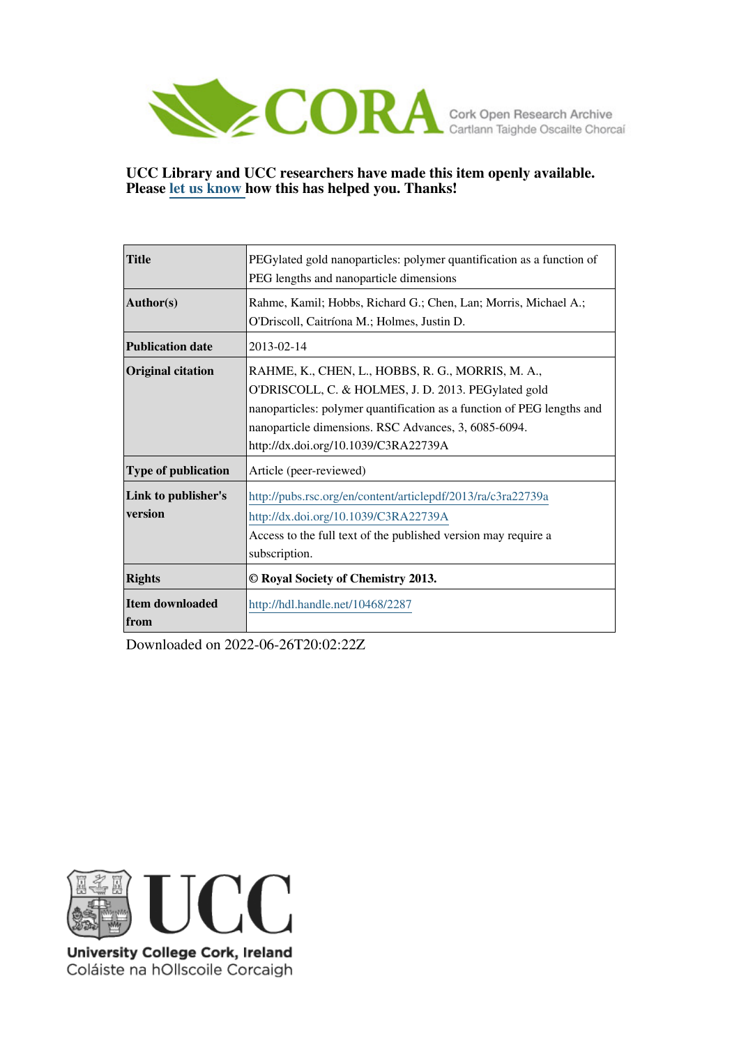CORA Cork Open Research Archive
Cartlann Taighde Oscailte Chorcaí

**UCC Library and UCC researchers have made this item openly available. Please let us know how this has helped you. Thanks!**

| | |
|---|---|
| **Title** | PEGylated gold nanoparticles: polymer quantification as a function of PEG lengths and nanoparticle dimensions |
| **Author(s)** | Rahme, Kamil; Hobbs, Richard G.; Chen, Lan; Morris, Michael A.; O'Driscoll, Caitríona M.; Holmes, Justin D. |
| **Publication date** | 2013-02-14 |
| **Original citation** | RAHME, K., CHEN, L., HOBBS, R. G., MORRIS, M. A., O'DRISCOLL, C. & HOLMES, J. D. 2013. PEGylated gold nanoparticles: polymer quantification as a function of PEG lengths and nanoparticle dimensions. RSC Advances, 3, 6085-6094. http://dx.doi.org/10.1039/C3RA22739A |
| **Type of publication** | Article (peer-reviewed) |
| **Link to publisher's version** | http://pubs.rsc.org/en/content/articlepdf/2013/ra/c3ra22739a<br>http://dx.doi.org/10.1039/C3RA22739A<br>Access to the full text of the published version may require a subscription. |
| **Rights** | **© Royal Society of Chemistry 2013.** |
| **Item downloaded from** | http://hdl.handle.net/10468/2287 |

Downloaded on 2022-06-26T20:02:22Z

UCC
University College Cork, Ireland
Coláiste na hOllscoile Corcaigh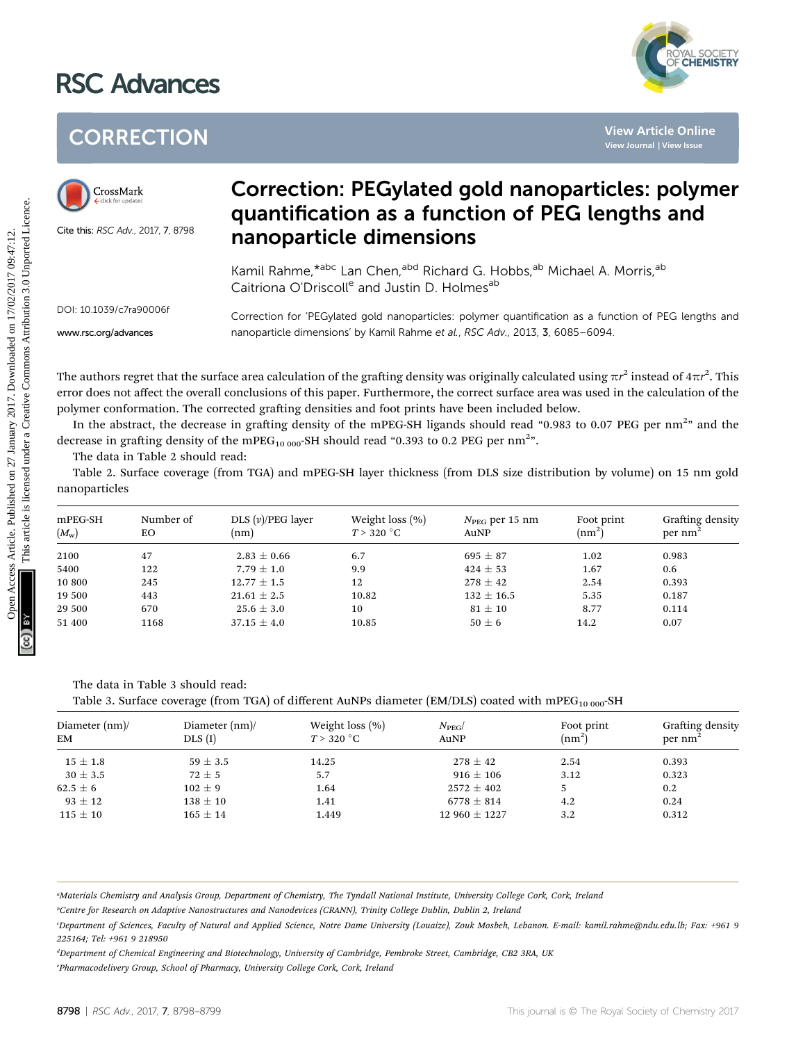# CORRECTION

Cite this: *RSC Adv.*, 2017, **7**, 8798

DOI: 10.1039/c7ra90006f

www.rsc.org/advances

# Correction: PEGylated gold nanoparticles: polymer quantification as a function of PEG lengths and nanoparticle dimensions

Kamil Rahme,*[abc] Lan Chen,[abd] Richard G. Hobbs,[ab] Michael A. Morris,[ab] Caitriona O'Driscoll[e] and Justin D. Holmes[ab]

Correction for 'PEGylated gold nanoparticles: polymer quantification as a function of PEG lengths and nanoparticle dimensions' by Kamil Rahme *et al.*, *RSC Adv.*, 2013, **3**, 6085–6094.

The authors regret that the surface area calculation of the grafting density was originally calculated using $\pi r^2$ instead of $4\pi r^2$. This error does not affect the overall conclusions of this paper. Furthermore, the correct surface area was used in the calculation of the polymer conformation. The corrected grafting densities and foot prints have been included below.

In the abstract, the decrease in grafting density of the mPEG-SH ligands should read "0.983 to 0.07 PEG per nm$^2$" and the decrease in grafting density of the mPEG$_{10\,000}$-SH should read "0.393 to 0.2 PEG per nm$^2$".

The data in Table 2 should read:

Table 2. Surface coverage (from TGA) and mPEG-SH layer thickness (from DLS size distribution by volume) on 15 nm gold nanoparticles

| mPEG-SH ($M_w$) | Number of EO | DLS ($v$)/PEG layer (nm) | Weight loss (%) $T > 320$ °C | $N_{PEG}$ per 15 nm AuNP | Foot print (nm$^2$) | Grafting density per nm$^2$ |
|---|---|---|---|---|---|---|
| 2100 | 47 | 2.83 ± 0.66 | 6.7 | 695 ± 87 | 1.02 | 0.983 |
| 5400 | 122 | 7.79 ± 1.0 | 9.9 | 424 ± 53 | 1.67 | 0.6 |
| 10 800 | 245 | 12.77 ± 1.5 | 12 | 278 ± 42 | 2.54 | 0.393 |
| 19 500 | 443 | 21.61 ± 2.5 | 10.82 | 132 ± 16.5 | 5.35 | 0.187 |
| 29 500 | 670 | 25.6 ± 3.0 | 10 | 81 ± 10 | 8.77 | 0.114 |
| 51 400 | 1168 | 37.15 ± 4.0 | 10.85 | 50 ± 6 | 14.2 | 0.07 |

The data in Table 3 should read:

Table 3. Surface coverage (from TGA) of different AuNPs diameter (EM/DLS) coated with mPEG$_{10\,000}$-SH

| Diameter (nm)/ EM | Diameter (nm)/ DLS (I) | Weight loss (%) $T > 320$ °C | $N_{PEG}$/ AuNP | Foot print (nm$^2$) | Grafting density per nm$^2$ |
|---|---|---|---|---|---|
| 15 ± 1.8 | 59 ± 3.5 | 14.25 | 278 ± 42 | 2.54 | 0.393 |
| 30 ± 3.5 | 72 ± 5 | 5.7 | 916 ± 106 | 3.12 | 0.323 |
| 62.5 ± 6 | 102 ± 9 | 1.64 | 2572 ± 402 | 5 | 0.2 |
| 93 ± 12 | 138 ± 10 | 1.41 | 6778 ± 814 | 4.2 | 0.24 |
| 115 ± 10 | 165 ± 14 | 1.449 | 12 960 ± 1227 | 3.2 | 0.312 |

[a] *Materials Chemistry and Analysis Group, Department of Chemistry, The Tyndall National Institute, University College Cork, Cork, Ireland*

[b] *Centre for Research on Adaptive Nanostructures and Nanodevices (CRANN), Trinity College Dublin, Dublin 2, Ireland*

[c] *Department of Sciences, Faculty of Natural and Applied Science, Notre Dame University (Louaize), Zouk Mosbeh, Lebanon. E-mail: kamil.rahme@ndu.edu.lb; Fax: +961 9 225164; Tel: +961 9 218950*

[d] *Department of Chemical Engineering and Biotechnology, University of Cambridge, Pembroke Street, Cambridge, CB2 3RA, UK*

[e] *Pharmacodelivery Group, School of Pharmacy, University College Cork, Cork, Ireland*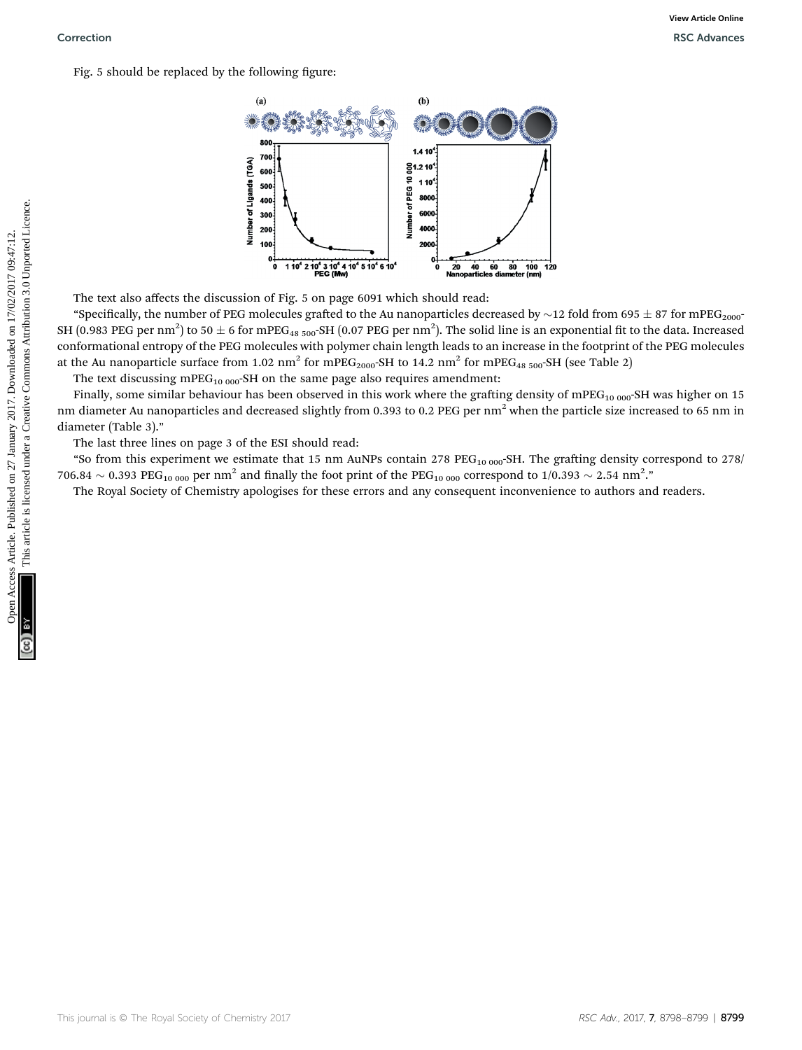Fig. 5 should be replaced by the following figure:

(a)

(b)

800
700
600
500
400
300
200
100
0

Number of Ligands (TGA)

0 1 10^4 2 10^4 3 10^4 4 10^4 5 10^4 6 10^4

PEG (Mw)

1.4 10^4
1.2 10^4
1 10^4
8000
6000
4000
2000
0

Number of PEG 10 000

0 20 40 60 80 100 120

Nanoparticles diameter (nm)

The text also affects the discussion of Fig. 5 on page 6091 which should read:

"Specifically, the number of PEG molecules grafted to the Au nanoparticles decreased by ∼12 fold from 695 ± 87 for $mPEG_{2000}$-SH (0.983 PEG per $nm^2$) to 50 ± 6 for $mPEG_{48\,500}$-SH (0.07 PEG per $nm^2$). The solid line is an exponential fit to the data. Increased conformational entropy of the PEG molecules with polymer chain length leads to an increase in the footprint of the PEG molecules at the Au nanoparticle surface from 1.02 $nm^2$ for $mPEG_{2000}$-SH to 14.2 $nm^2$ for $mPEG_{48\,500}$-SH (see Table 2)

The text discussing $mPEG_{10\,000}$-SH on the same page also requires amendment:

Finally, some similar behaviour has been observed in this work where the grafting density of $mPEG_{10\,000}$-SH was higher on 15 nm diameter Au nanoparticles and decreased slightly from 0.393 to 0.2 PEG per $nm^2$ when the particle size increased to 65 nm in diameter (Table 3)."

The last three lines on page 3 of the ESI should read:

"So from this experiment we estimate that 15 nm AuNPs contain 278 $PEG_{10\,000}$-SH. The grafting density correspond to 278/706.84 ∼ 0.393 $PEG_{10\,000}$ per $nm^2$ and finally the foot print of the $PEG_{10\,000}$ correspond to 1/0.393 ∼ 2.54 $nm^2$."

The Royal Society of Chemistry apologises for these errors and any consequent inconvenience to authors and readers.